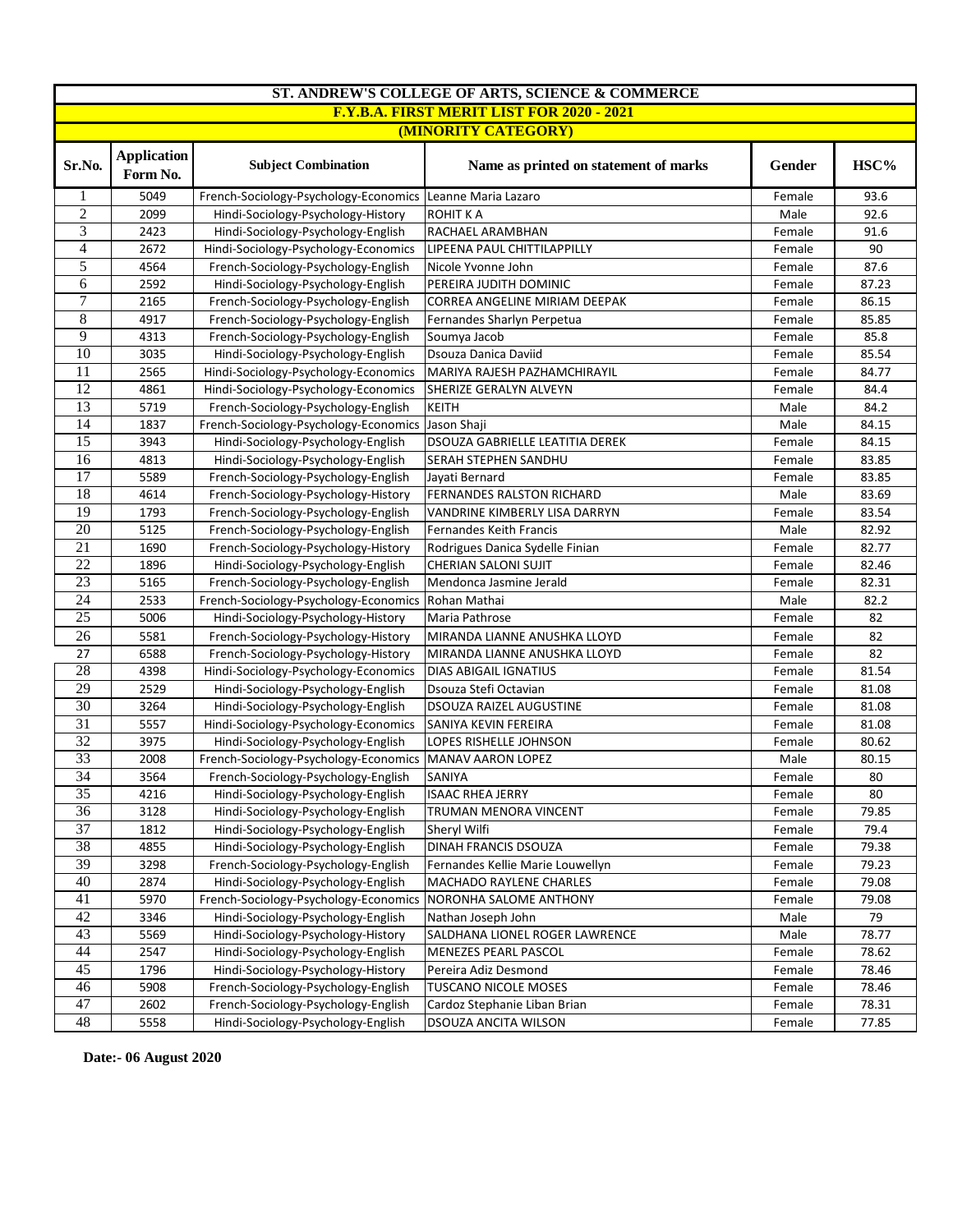# ST. ANDREW'S COLLEGE OF ARTS, SCIENCE & COMMERCE

## F.Y.B.A. FIRST MERIT LIST FOR 2020 - 2021

### (MINORITY CATEGORY)

| Sr.No. | Application Form No. | Subject Combination | Name as printed on statement of marks | Gender | HSC% |
|---|---|---|---|---|---|
| 1 | 5049 | French-Sociology-Psychology-Economics | Leanne Maria Lazaro | Female | 93.6 |
| 2 | 2099 | Hindi-Sociology-Psychology-History | ROHIT K A | Male | 92.6 |
| 3 | 2423 | Hindi-Sociology-Psychology-English | RACHAEL ARAMBHAN | Female | 91.6 |
| 4 | 2672 | Hindi-Sociology-Psychology-Economics | LIPEENA PAUL CHITTILAPPILLY | Female | 90 |
| 5 | 4564 | French-Sociology-Psychology-English | Nicole Yvonne John | Female | 87.6 |
| 6 | 2592 | Hindi-Sociology-Psychology-English | PEREIRA JUDITH DOMINIC | Female | 87.23 |
| 7 | 2165 | French-Sociology-Psychology-English | CORREA ANGELINE MIRIAM DEEPAK | Female | 86.15 |
| 8 | 4917 | French-Sociology-Psychology-English | Fernandes Sharlyn Perpetua | Female | 85.85 |
| 9 | 4313 | French-Sociology-Psychology-English | Soumya Jacob | Female | 85.8 |
| 10 | 3035 | Hindi-Sociology-Psychology-English | Dsouza Danica Daviid | Female | 85.54 |
| 11 | 2565 | Hindi-Sociology-Psychology-Economics | MARIYA RAJESH PAZHAMCHIRAYIL | Female | 84.77 |
| 12 | 4861 | Hindi-Sociology-Psychology-Economics | SHERIZE GERALYN ALVEYN | Female | 84.4 |
| 13 | 5719 | French-Sociology-Psychology-English | KEITH | Male | 84.2 |
| 14 | 1837 | French-Sociology-Psychology-Economics | Jason Shaji | Male | 84.15 |
| 15 | 3943 | Hindi-Sociology-Psychology-English | DSOUZA GABRIELLE LEATITIA DEREK | Female | 84.15 |
| 16 | 4813 | Hindi-Sociology-Psychology-English | SERAH STEPHEN SANDHU | Female | 83.85 |
| 17 | 5589 | French-Sociology-Psychology-English | Jayati Bernard | Female | 83.85 |
| 18 | 4614 | French-Sociology-Psychology-History | FERNANDES RALSTON RICHARD | Male | 83.69 |
| 19 | 1793 | French-Sociology-Psychology-English | VANDRINE KIMBERLY LISA DARRYN | Female | 83.54 |
| 20 | 5125 | French-Sociology-Psychology-English | Fernandes Keith Francis | Male | 82.92 |
| 21 | 1690 | French-Sociology-Psychology-History | Rodrigues Danica Sydelle Finian | Female | 82.77 |
| 22 | 1896 | Hindi-Sociology-Psychology-English | CHERIAN SALONI SUJIT | Female | 82.46 |
| 23 | 5165 | French-Sociology-Psychology-English | Mendonca Jasmine Jerald | Female | 82.31 |
| 24 | 2533 | French-Sociology-Psychology-Economics | Rohan Mathai | Male | 82.2 |
| 25 | 5006 | Hindi-Sociology-Psychology-History | Maria Pathrose | Female | 82 |
| 26 | 5581 | French-Sociology-Psychology-History | MIRANDA LIANNE ANUSHKA LLOYD | Female | 82 |
| 27 | 6588 | French-Sociology-Psychology-History | MIRANDA LIANNE ANUSHKA LLOYD | Female | 82 |
| 28 | 4398 | Hindi-Sociology-Psychology-Economics | DIAS ABIGAIL IGNATIUS | Female | 81.54 |
| 29 | 2529 | Hindi-Sociology-Psychology-English | Dsouza Stefi Octavian | Female | 81.08 |
| 30 | 3264 | Hindi-Sociology-Psychology-English | DSOUZA RAIZEL AUGUSTINE | Female | 81.08 |
| 31 | 5557 | Hindi-Sociology-Psychology-Economics | SANIYA KEVIN FEREIRA | Female | 81.08 |
| 32 | 3975 | Hindi-Sociology-Psychology-English | LOPES RISHELLE JOHNSON | Female | 80.62 |
| 33 | 2008 | French-Sociology-Psychology-Economics | MANAV AARON LOPEZ | Male | 80.15 |
| 34 | 3564 | French-Sociology-Psychology-English | SANIYA | Female | 80 |
| 35 | 4216 | Hindi-Sociology-Psychology-English | ISAAC RHEA JERRY | Female | 80 |
| 36 | 3128 | Hindi-Sociology-Psychology-English | TRUMAN MENORA VINCENT | Female | 79.85 |
| 37 | 1812 | Hindi-Sociology-Psychology-English | Sheryl Wilfi | Female | 79.4 |
| 38 | 4855 | Hindi-Sociology-Psychology-English | DINAH FRANCIS DSOUZA | Female | 79.38 |
| 39 | 3298 | French-Sociology-Psychology-English | Fernandes Kellie Marie Louwellyn | Female | 79.23 |
| 40 | 2874 | Hindi-Sociology-Psychology-English | MACHADO RAYLENE CHARLES | Female | 79.08 |
| 41 | 5970 | French-Sociology-Psychology-Economics | NORONHA SALOME ANTHONY | Female | 79.08 |
| 42 | 3346 | Hindi-Sociology-Psychology-English | Nathan Joseph John | Male | 79 |
| 43 | 5569 | Hindi-Sociology-Psychology-History | SALDHANA LIONEL ROGER LAWRENCE | Male | 78.77 |
| 44 | 2547 | Hindi-Sociology-Psychology-English | MENEZES PEARL PASCOL | Female | 78.62 |
| 45 | 1796 | Hindi-Sociology-Psychology-History | Pereira Adiz Desmond | Female | 78.46 |
| 46 | 5908 | French-Sociology-Psychology-English | TUSCANO NICOLE MOSES | Female | 78.46 |
| 47 | 2602 | French-Sociology-Psychology-English | Cardoz Stephanie Liban Brian | Female | 78.31 |
| 48 | 5558 | Hindi-Sociology-Psychology-English | DSOUZA ANCITA WILSON | Female | 77.85 |

**Date:- 06 August 2020**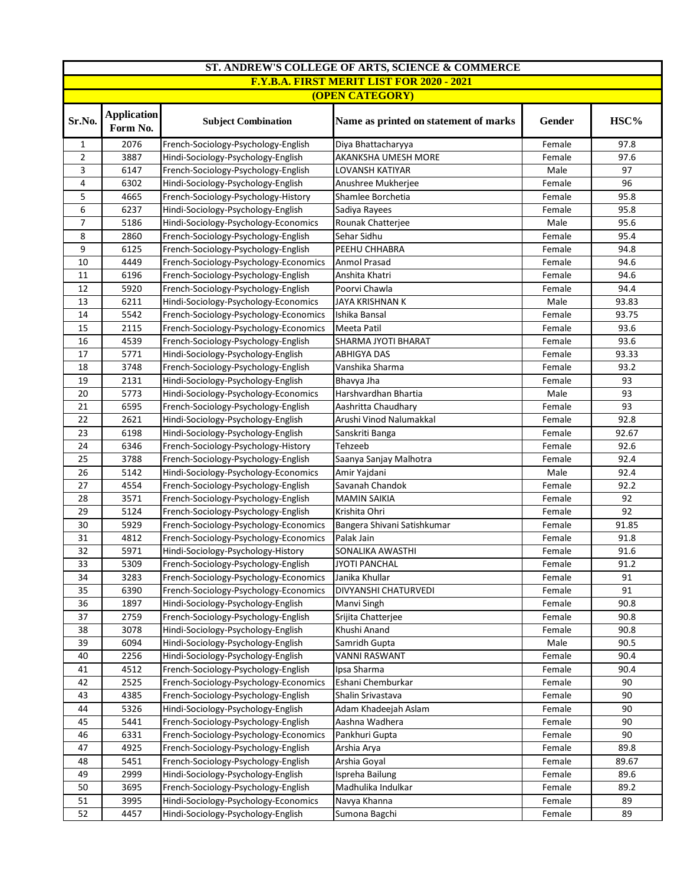# ST. ANDREW'S COLLEGE OF ARTS, SCIENCE & COMMERCE

## F.Y.B.A. FIRST MERIT LIST FOR 2020 - 2021

### (OPEN CATEGORY)

| Sr.No. | Application Form No. | Subject Combination | Name as printed on statement of marks | Gender | HSC% |
|---|---|---|---|---|---|
| 1 | 2076 | French-Sociology-Psychology-English | Diya Bhattacharyya | Female | 97.8 |
| 2 | 3887 | Hindi-Sociology-Psychology-English | AKANKSHA UMESH MORE | Female | 97.6 |
| 3 | 6147 | French-Sociology-Psychology-English | LOVANSH KATIYAR | Male | 97 |
| 4 | 6302 | Hindi-Sociology-Psychology-English | Anushree Mukherjee | Female | 96 |
| 5 | 4665 | French-Sociology-Psychology-History | Shamlee Borchetia | Female | 95.8 |
| 6 | 6237 | Hindi-Sociology-Psychology-English | Sadiya Rayees | Female | 95.8 |
| 7 | 5186 | Hindi-Sociology-Psychology-Economics | Rounak Chatterjee | Male | 95.6 |
| 8 | 2860 | French-Sociology-Psychology-English | Sehar Sidhu | Female | 95.4 |
| 9 | 6125 | French-Sociology-Psychology-English | PEEHU CHHABRA | Female | 94.8 |
| 10 | 4449 | French-Sociology-Psychology-Economics | Anmol Prasad | Female | 94.6 |
| 11 | 6196 | French-Sociology-Psychology-English | Anshita Khatri | Female | 94.6 |
| 12 | 5920 | French-Sociology-Psychology-English | Poorvi Chawla | Female | 94.4 |
| 13 | 6211 | Hindi-Sociology-Psychology-Economics | JAYA KRISHNAN K | Male | 93.83 |
| 14 | 5542 | French-Sociology-Psychology-Economics | Ishika Bansal | Female | 93.75 |
| 15 | 2115 | French-Sociology-Psychology-Economics | Meeta Patil | Female | 93.6 |
| 16 | 4539 | French-Sociology-Psychology-English | SHARMA JYOTI BHARAT | Female | 93.6 |
| 17 | 5771 | Hindi-Sociology-Psychology-English | ABHIGYA DAS | Female | 93.33 |
| 18 | 3748 | French-Sociology-Psychology-English | Vanshika Sharma | Female | 93.2 |
| 19 | 2131 | Hindi-Sociology-Psychology-English | Bhavya Jha | Female | 93 |
| 20 | 5773 | Hindi-Sociology-Psychology-Economics | Harshvardhan Bhartia | Male | 93 |
| 21 | 6595 | French-Sociology-Psychology-English | Aashritta Chaudhary | Female | 93 |
| 22 | 2621 | Hindi-Sociology-Psychology-English | Arushi Vinod Nalumakkal | Female | 92.8 |
| 23 | 6198 | Hindi-Sociology-Psychology-English | Sanskriti Banga | Female | 92.67 |
| 24 | 6346 | French-Sociology-Psychology-History | Tehzeeb | Female | 92.6 |
| 25 | 3788 | French-Sociology-Psychology-English | Saanya Sanjay Malhotra | Female | 92.4 |
| 26 | 5142 | Hindi-Sociology-Psychology-Economics | Amir Yajdani | Male | 92.4 |
| 27 | 4554 | French-Sociology-Psychology-English | Savanah Chandok | Female | 92.2 |
| 28 | 3571 | French-Sociology-Psychology-English | MAMIN SAIKIA | Female | 92 |
| 29 | 5124 | French-Sociology-Psychology-English | Krishita Ohri | Female | 92 |
| 30 | 5929 | French-Sociology-Psychology-Economics | Bangera Shivani Satishkumar | Female | 91.85 |
| 31 | 4812 | French-Sociology-Psychology-Economics | Palak Jain | Female | 91.8 |
| 32 | 5971 | Hindi-Sociology-Psychology-History | SONALIKA AWASTHI | Female | 91.6 |
| 33 | 5309 | French-Sociology-Psychology-English | JYOTI PANCHAL | Female | 91.2 |
| 34 | 3283 | French-Sociology-Psychology-Economics | Janika Khullar | Female | 91 |
| 35 | 6390 | French-Sociology-Psychology-Economics | DIVYANSHI CHATURVEDI | Female | 91 |
| 36 | 1897 | Hindi-Sociology-Psychology-English | Manvi Singh | Female | 90.8 |
| 37 | 2759 | French-Sociology-Psychology-English | Srijita Chatterjee | Female | 90.8 |
| 38 | 3078 | Hindi-Sociology-Psychology-English | Khushi Anand | Female | 90.8 |
| 39 | 6094 | Hindi-Sociology-Psychology-English | Samridh Gupta | Male | 90.5 |
| 40 | 2256 | Hindi-Sociology-Psychology-English | VANNI RASWANT | Female | 90.4 |
| 41 | 4512 | French-Sociology-Psychology-English | Ipsa Sharma | Female | 90.4 |
| 42 | 2525 | French-Sociology-Psychology-Economics | Eshani Chemburkar | Female | 90 |
| 43 | 4385 | French-Sociology-Psychology-English | Shalin Srivastava | Female | 90 |
| 44 | 5326 | Hindi-Sociology-Psychology-English | Adam Khadeejah Aslam | Female | 90 |
| 45 | 5441 | French-Sociology-Psychology-English | Aashna Wadhera | Female | 90 |
| 46 | 6331 | French-Sociology-Psychology-Economics | Pankhuri Gupta | Female | 90 |
| 47 | 4925 | French-Sociology-Psychology-English | Arshia Arya | Female | 89.8 |
| 48 | 5451 | French-Sociology-Psychology-English | Arshia Goyal | Female | 89.67 |
| 49 | 2999 | Hindi-Sociology-Psychology-English | Ispreha Bailung | Female | 89.6 |
| 50 | 3695 | French-Sociology-Psychology-English | Madhulika Indulkar | Female | 89.2 |
| 51 | 3995 | Hindi-Sociology-Psychology-Economics | Navya Khanna | Female | 89 |
| 52 | 4457 | Hindi-Sociology-Psychology-English | Sumona Bagchi | Female | 89 |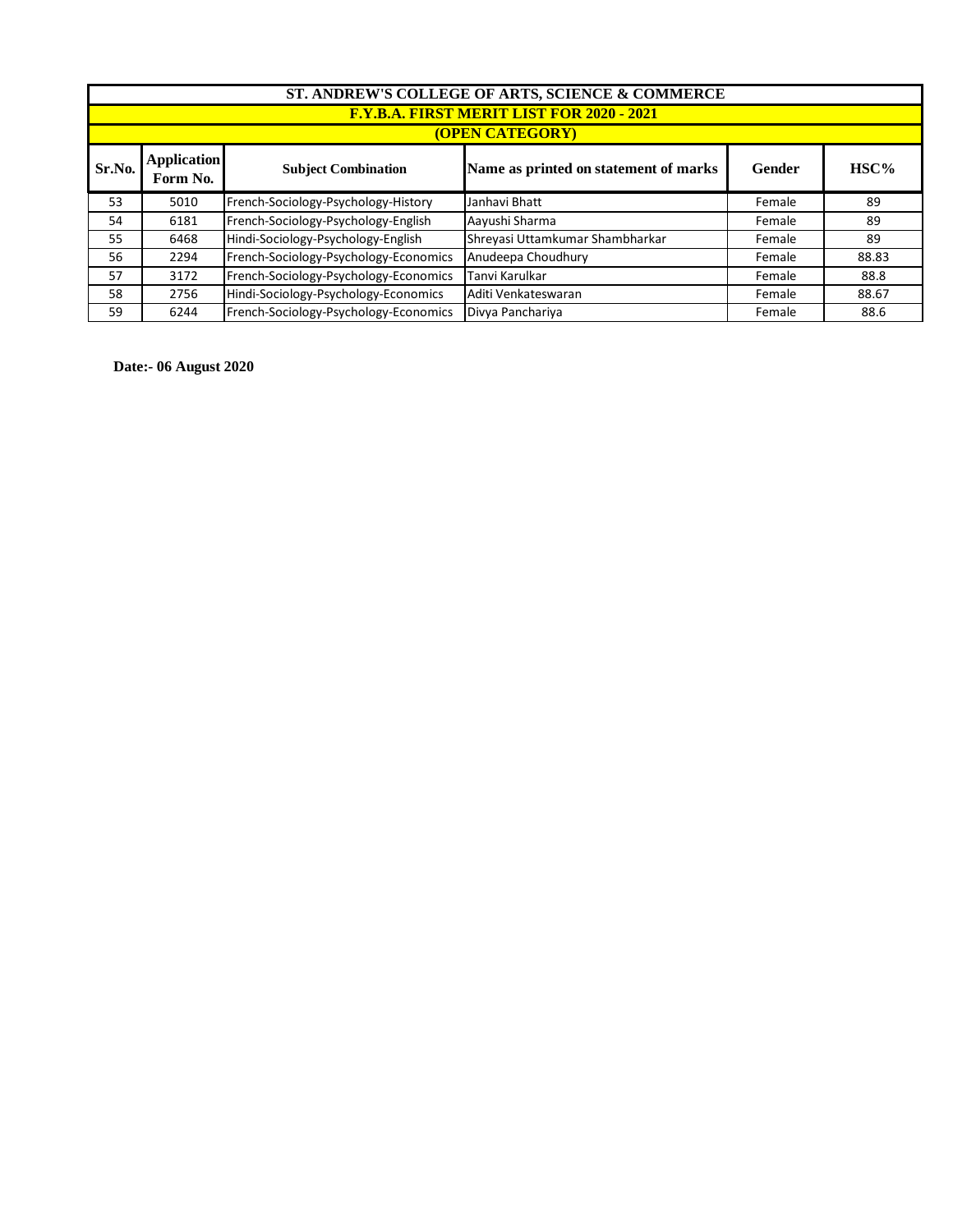# ST. ANDREW'S COLLEGE OF ARTS, SCIENCE & COMMERCE

## F.Y.B.A. FIRST MERIT LIST FOR 2020 - 2021

### (OPEN CATEGORY)

| Sr.No. | Application Form No. | Subject Combination | Name as printed on statement of marks | Gender | HSC% |
|---|---|---|---|---|---|
| 53 | 5010 | French-Sociology-Psychology-History | Janhavi Bhatt | Female | 89 |
| 54 | 6181 | French-Sociology-Psychology-English | Aayushi Sharma | Female | 89 |
| 55 | 6468 | Hindi-Sociology-Psychology-English | Shreyasi Uttamkumar Shambharkar | Female | 89 |
| 56 | 2294 | French-Sociology-Psychology-Economics | Anudeepa Choudhury | Female | 88.83 |
| 57 | 3172 | French-Sociology-Psychology-Economics | Tanvi Karulkar | Female | 88.8 |
| 58 | 2756 | Hindi-Sociology-Psychology-Economics | Aditi Venkateswaran | Female | 88.67 |
| 59 | 6244 | French-Sociology-Psychology-Economics | Divya Panchariya | Female | 88.6 |

**Date:- 06 August 2020**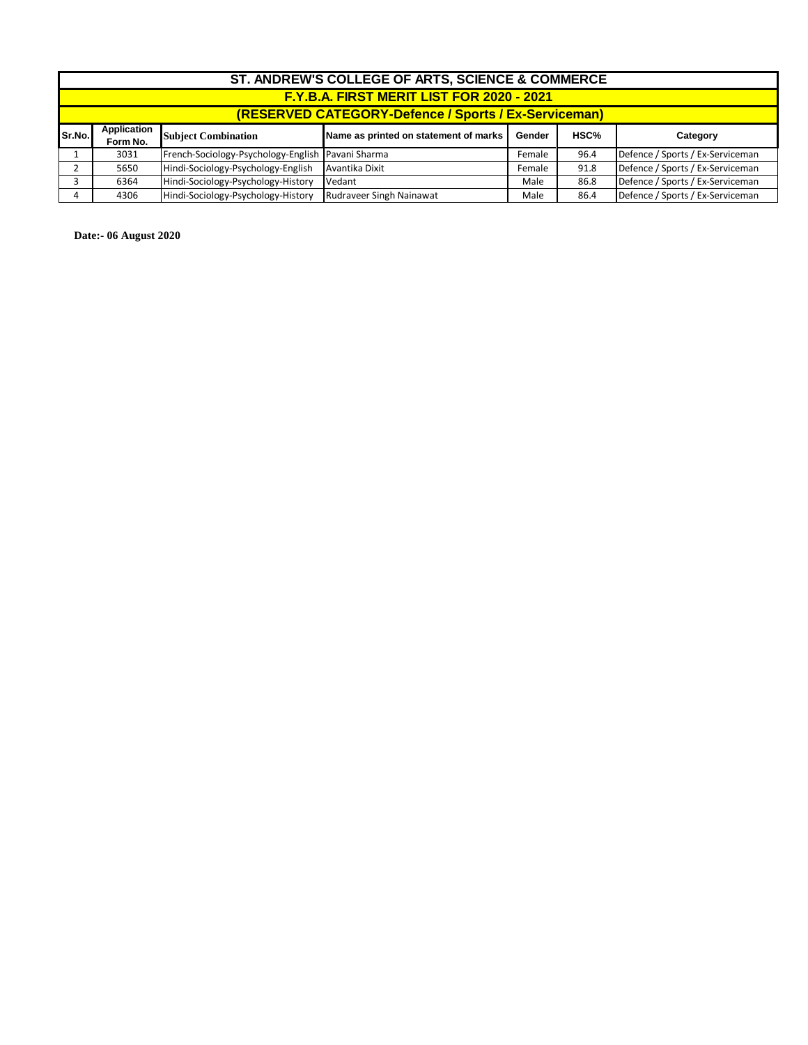# ST. ANDREW'S COLLEGE OF ARTS, SCIENCE & COMMERCE

## F.Y.B.A. FIRST MERIT LIST FOR 2020 - 2021

## (RESERVED CATEGORY-Defence / Sports / Ex-Serviceman)

| Sr.No. | Application Form No. | Subject Combination | Name as printed on statement of marks | Gender | HSC% | Category |
|---|---|---|---|---|---|---|
| 1 | 3031 | French-Sociology-Psychology-English | Pavani Sharma | Female | 96.4 | Defence / Sports / Ex-Serviceman |
| 2 | 5650 | Hindi-Sociology-Psychology-English | Avantika Dixit | Female | 91.8 | Defence / Sports / Ex-Serviceman |
| 3 | 6364 | Hindi-Sociology-Psychology-History | Vedant | Male | 86.8 | Defence / Sports / Ex-Serviceman |
| 4 | 4306 | Hindi-Sociology-Psychology-History | Rudraveer Singh Nainawat | Male | 86.4 | Defence / Sports / Ex-Serviceman |

**Date:- 06 August 2020**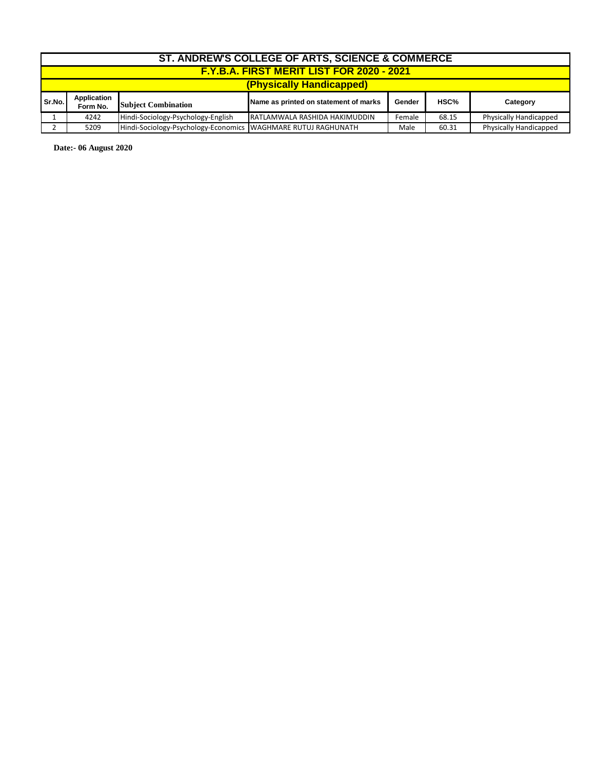# ST. ANDREW'S COLLEGE OF ARTS, SCIENCE & COMMERCE

## F.Y.B.A. FIRST MERIT LIST FOR 2020 - 2021

### (Physically Handicapped)

| Sr.No. | Application Form No. | Subject Combination | Name as printed on statement of marks | Gender | HSC% | Category |
|---|---|---|---|---|---|---|
| 1 | 4242 | Hindi-Sociology-Psychology-English | RATLAMWALA RASHIDA HAKIMUDDIN | Female | 68.15 | Physically Handicapped |
| 2 | 5209 | Hindi-Sociology-Psychology-Economics | WAGHMARE RUTUJ RAGHUNATH | Male | 60.31 | Physically Handicapped |

**Date:- 06 August 2020**